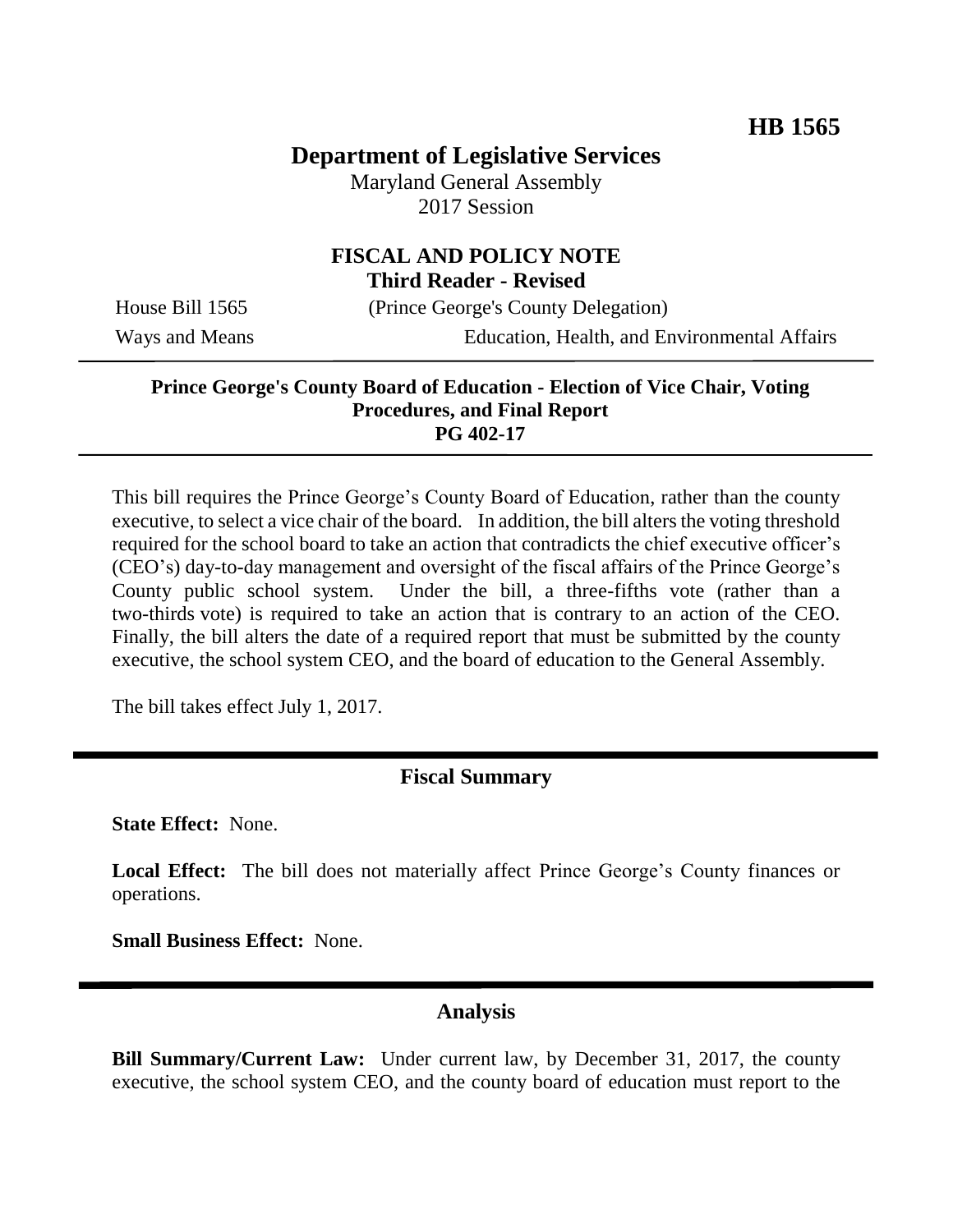**HB 1565**

# Department of Legislative Services

Maryland General Assembly
2017 Session

## FISCAL AND POLICY NOTE
**Third Reader - Revised**

House Bill 1565 (Prince George's County Delegation)
Ways and Means Education, Health, and Environmental Affairs

**Prince George's County Board of Education - Election of Vice Chair, Voting Procedures, and Final Report**
**PG 402-17**

This bill requires the Prince George's County Board of Education, rather than the county executive, to select a vice chair of the board. In addition, the bill alters the voting threshold required for the school board to take an action that contradicts the chief executive officer's (CEO's) day-to-day management and oversight of the fiscal affairs of the Prince George's County public school system. Under the bill, a three-fifths vote (rather than a two-thirds vote) is required to take an action that is contrary to an action of the CEO. Finally, the bill alters the date of a required report that must be submitted by the county executive, the school system CEO, and the board of education to the General Assembly.

The bill takes effect July 1, 2017.

## Fiscal Summary

**State Effect:** None.

**Local Effect:** The bill does not materially affect Prince George's County finances or operations.

**Small Business Effect:** None.

## Analysis

**Bill Summary/Current Law:** Under current law, by December 31, 2017, the county executive, the school system CEO, and the county board of education must report to the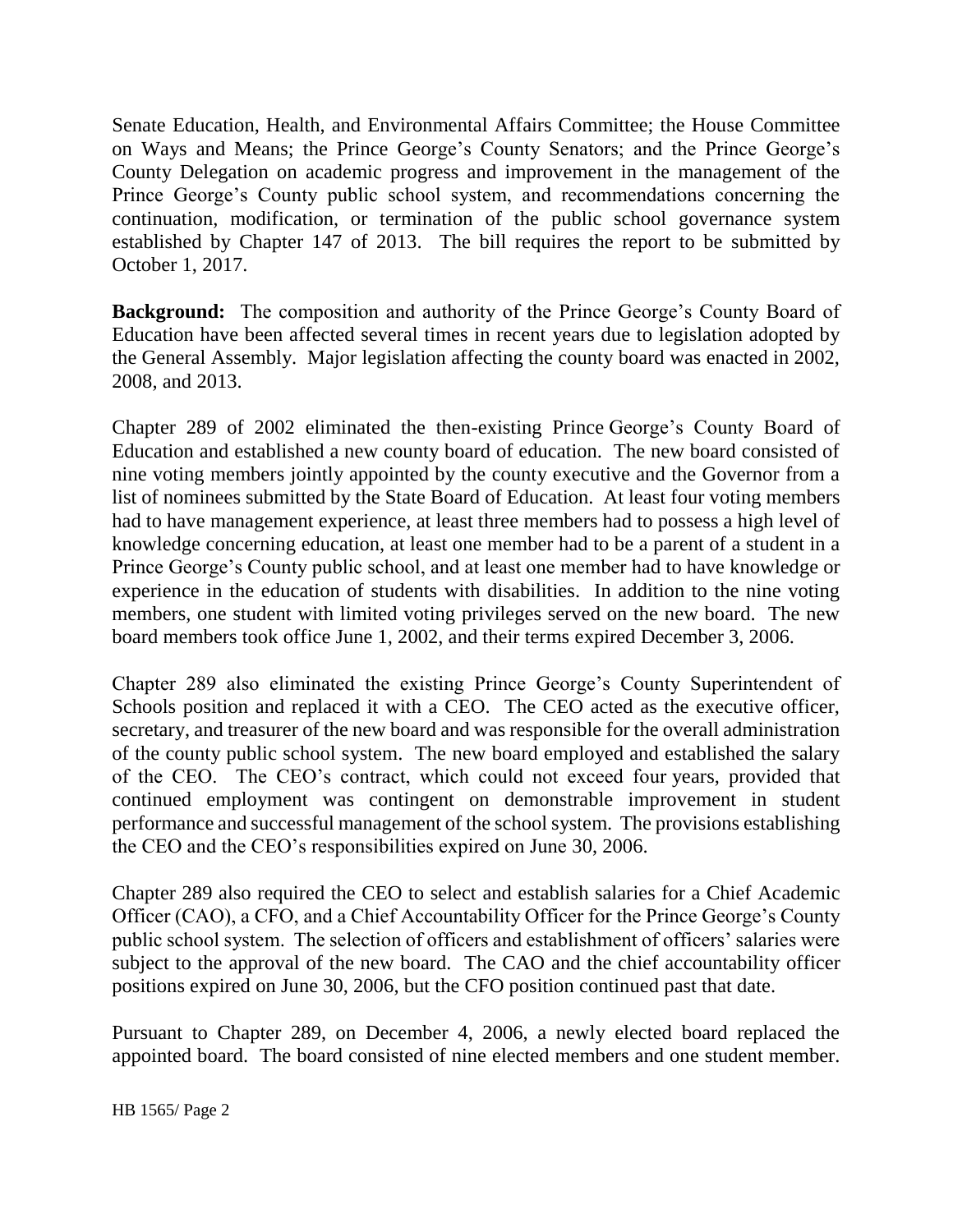Senate Education, Health, and Environmental Affairs Committee; the House Committee on Ways and Means; the Prince George's County Senators; and the Prince George's County Delegation on academic progress and improvement in the management of the Prince George's County public school system, and recommendations concerning the continuation, modification, or termination of the public school governance system established by Chapter 147 of 2013. The bill requires the report to be submitted by October 1, 2017.

**Background:** The composition and authority of the Prince George's County Board of Education have been affected several times in recent years due to legislation adopted by the General Assembly. Major legislation affecting the county board was enacted in 2002, 2008, and 2013.

Chapter 289 of 2002 eliminated the then-existing Prince George's County Board of Education and established a new county board of education. The new board consisted of nine voting members jointly appointed by the county executive and the Governor from a list of nominees submitted by the State Board of Education. At least four voting members had to have management experience, at least three members had to possess a high level of knowledge concerning education, at least one member had to be a parent of a student in a Prince George's County public school, and at least one member had to have knowledge or experience in the education of students with disabilities. In addition to the nine voting members, one student with limited voting privileges served on the new board. The new board members took office June 1, 2002, and their terms expired December 3, 2006.

Chapter 289 also eliminated the existing Prince George's County Superintendent of Schools position and replaced it with a CEO. The CEO acted as the executive officer, secretary, and treasurer of the new board and was responsible for the overall administration of the county public school system. The new board employed and established the salary of the CEO. The CEO's contract, which could not exceed four years, provided that continued employment was contingent on demonstrable improvement in student performance and successful management of the school system. The provisions establishing the CEO and the CEO's responsibilities expired on June 30, 2006.

Chapter 289 also required the CEO to select and establish salaries for a Chief Academic Officer (CAO), a CFO, and a Chief Accountability Officer for the Prince George's County public school system. The selection of officers and establishment of officers' salaries were subject to the approval of the new board. The CAO and the chief accountability officer positions expired on June 30, 2006, but the CFO position continued past that date.

Pursuant to Chapter 289, on December 4, 2006, a newly elected board replaced the appointed board. The board consisted of nine elected members and one student member.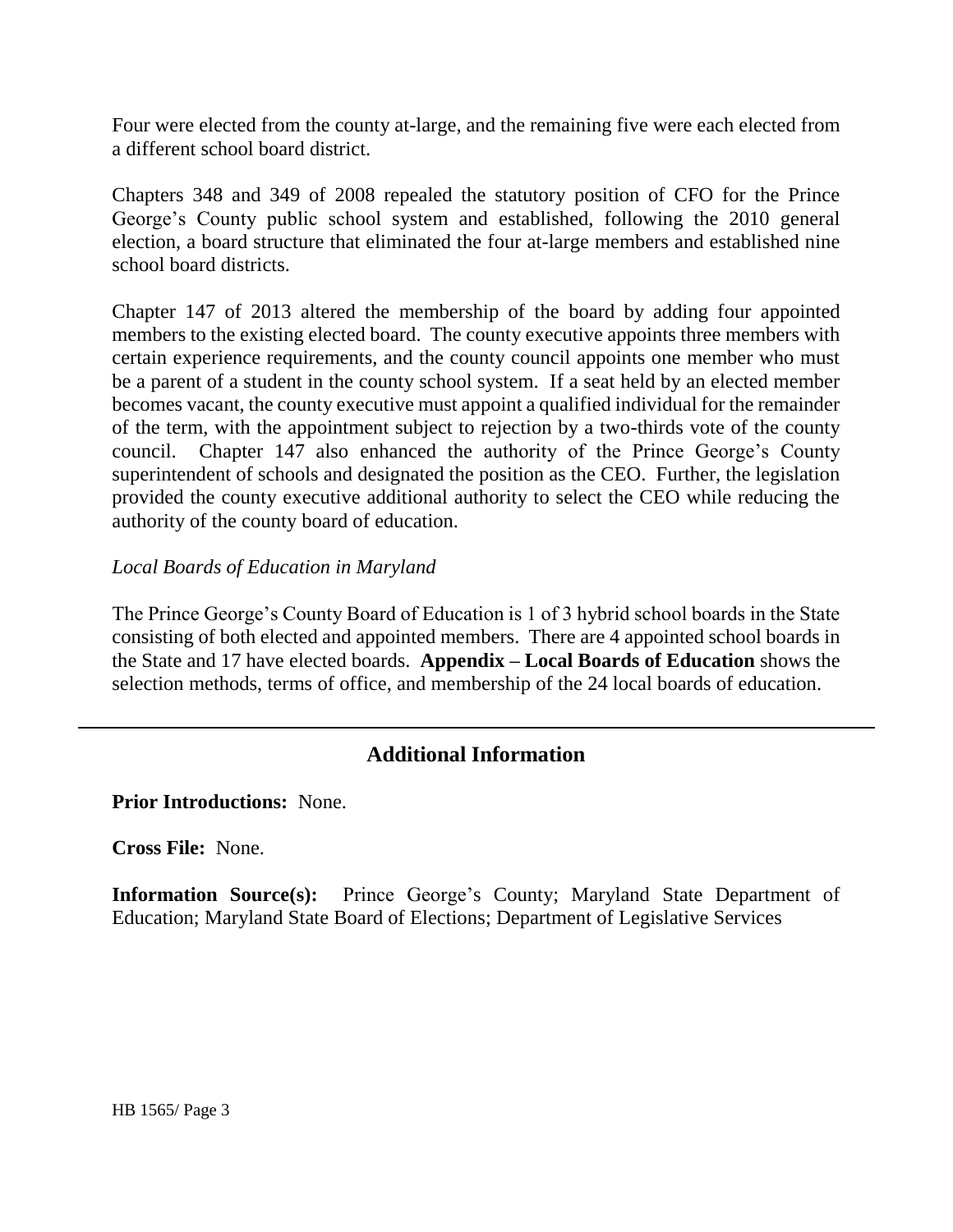Four were elected from the county at-large, and the remaining five were each elected from a different school board district.

Chapters 348 and 349 of 2008 repealed the statutory position of CFO for the Prince George's County public school system and established, following the 2010 general election, a board structure that eliminated the four at-large members and established nine school board districts.

Chapter 147 of 2013 altered the membership of the board by adding four appointed members to the existing elected board. The county executive appoints three members with certain experience requirements, and the county council appoints one member who must be a parent of a student in the county school system. If a seat held by an elected member becomes vacant, the county executive must appoint a qualified individual for the remainder of the term, with the appointment subject to rejection by a two-thirds vote of the county council. Chapter 147 also enhanced the authority of the Prince George's County superintendent of schools and designated the position as the CEO. Further, the legislation provided the county executive additional authority to select the CEO while reducing the authority of the county board of education.

*Local Boards of Education in Maryland*

The Prince George's County Board of Education is 1 of 3 hybrid school boards in the State consisting of both elected and appointed members. There are 4 appointed school boards in the State and 17 have elected boards. **Appendix – Local Boards of Education** shows the selection methods, terms of office, and membership of the 24 local boards of education.

---

## Additional Information

**Prior Introductions:** None.

**Cross File:** None.

**Information Source(s):** Prince George's County; Maryland State Department of Education; Maryland State Board of Elections; Department of Legislative Services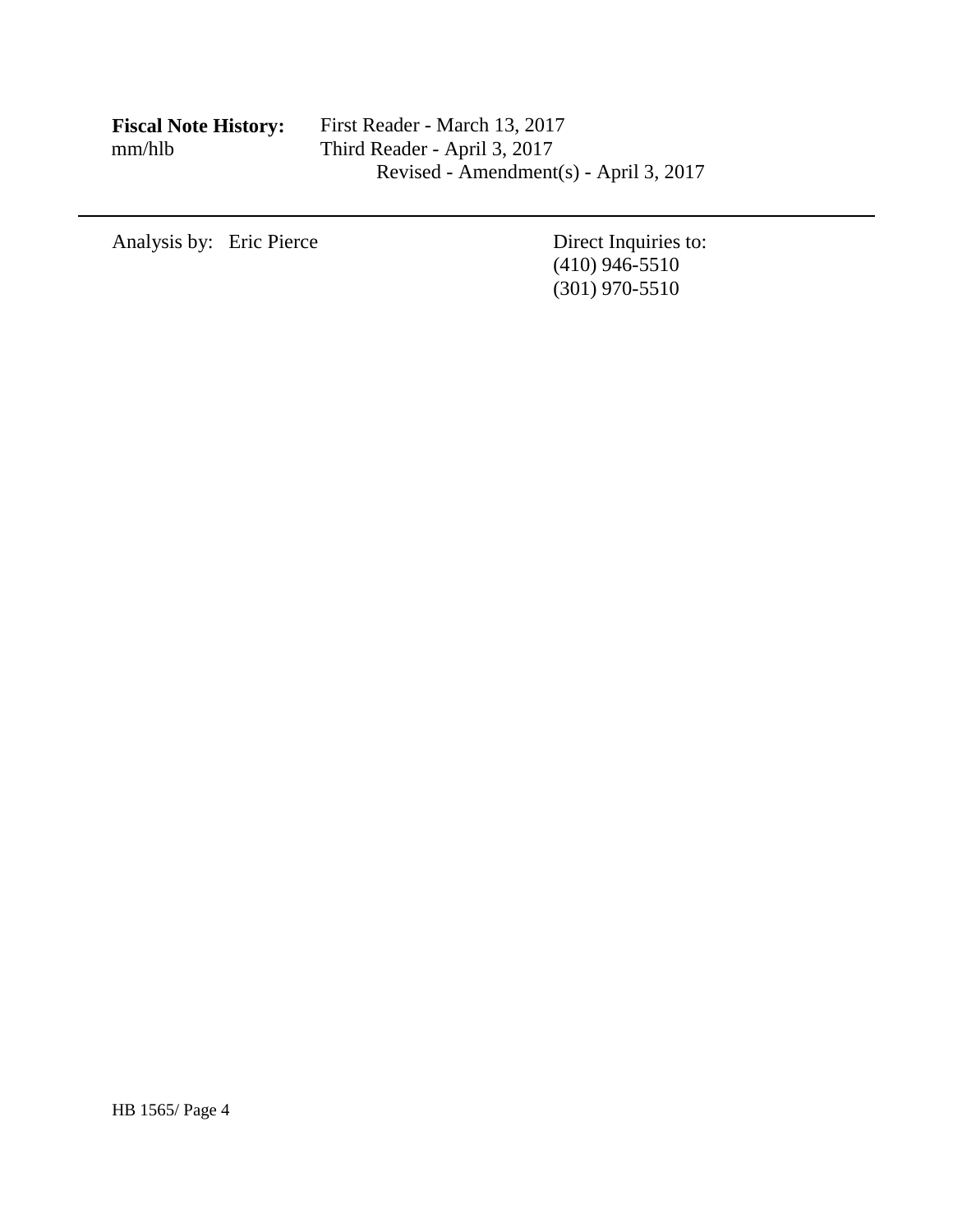**Fiscal Note History:** First Reader - March 13, 2017
mm/hlb Third Reader - April 3, 2017
Revised - Amendment(s) - April 3, 2017

---

Analysis by: Eric Pierce

Direct Inquiries to:
(410) 946-5510
(301) 970-5510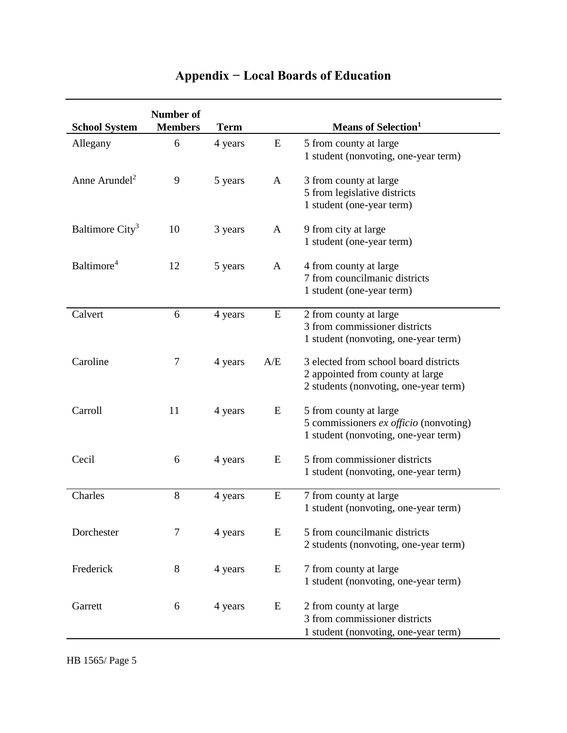# Appendix − Local Boards of Education

| School System | Number of Members | Term | | Means of Selection[1] |
|---|---|---|---|---|
| Allegany | 6 | 4 years | E | 5 from county at large<br>1 student (nonvoting, one-year term) |
| Anne Arundel[2] | 9 | 5 years | A | 3 from county at large<br>5 from legislative districts<br>1 student (one-year term) |
| Baltimore City[3] | 10 | 3 years | A | 9 from city at large<br>1 student (one-year term) |
| Baltimore[4] | 12 | 5 years | A | 4 from county at large<br>7 from councilmanic districts<br>1 student (one-year term) |
| Calvert | 6 | 4 years | E | 2 from county at large<br>3 from commissioner districts<br>1 student (nonvoting, one-year term) |
| Caroline | 7 | 4 years | A/E | 3 elected from school board districts<br>2 appointed from county at large<br>2 students (nonvoting, one-year term) |
| Carroll | 11 | 4 years | E | 5 from county at large<br>5 commissioners *ex officio* (nonvoting)<br>1 student (nonvoting, one-year term) |
| Cecil | 6 | 4 years | E | 5 from commissioner districts<br>1 student (nonvoting, one-year term) |
| Charles | 8 | 4 years | E | 7 from county at large<br>1 student (nonvoting, one-year term) |
| Dorchester | 7 | 4 years | E | 5 from councilmanic districts<br>2 students (nonvoting, one-year term) |
| Frederick | 8 | 4 years | E | 7 from county at large<br>1 student (nonvoting, one-year term) |
| Garrett | 6 | 4 years | E | 2 from county at large<br>3 from commissioner districts<br>1 student (nonvoting, one-year term) |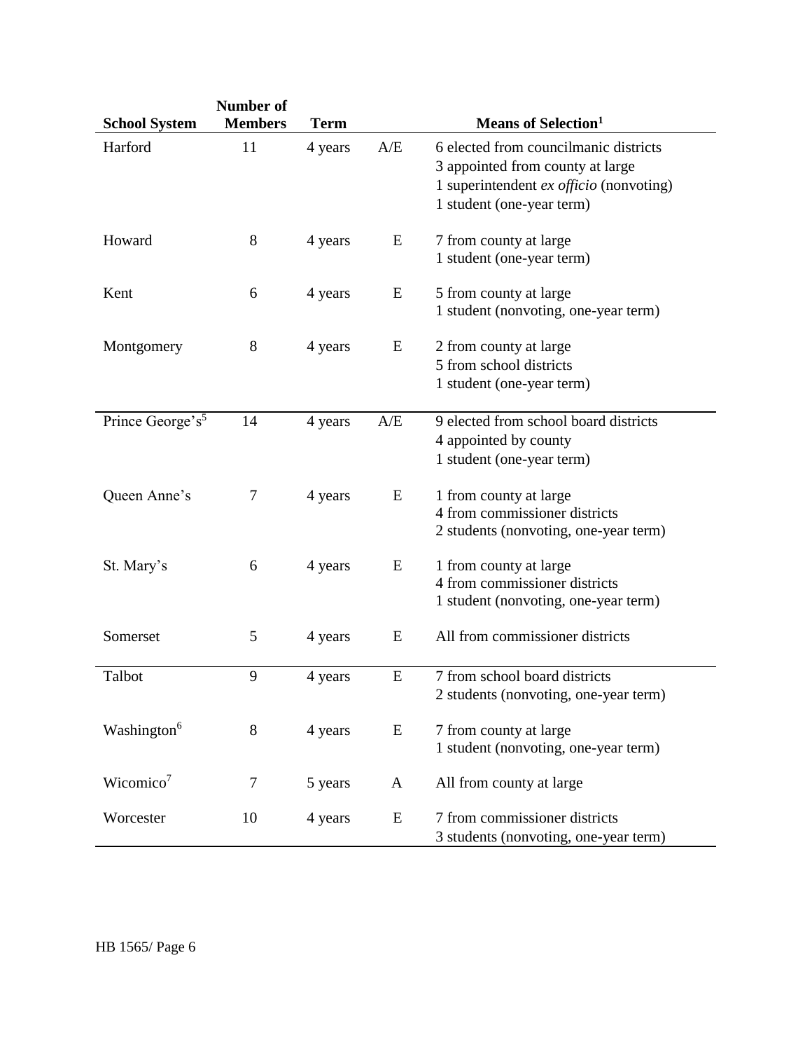| School System | Number of Members | Term | | Means of Selection[1] |
|---|---|---|---|---|
| Harford | 11 | 4 years | A/E | 6 elected from councilmanic districts<br>3 appointed from county at large<br>1 superintendent *ex officio* (nonvoting)<br>1 student (one-year term) |
| Howard | 8 | 4 years | E | 7 from county at large<br>1 student (one-year term) |
| Kent | 6 | 4 years | E | 5 from county at large<br>1 student (nonvoting, one-year term) |
| Montgomery | 8 | 4 years | E | 2 from county at large<br>5 from school districts<br>1 student (one-year term) |
| Prince George's[5] | 14 | 4 years | A/E | 9 elected from school board districts<br>4 appointed by county<br>1 student (one-year term) |
| Queen Anne's | 7 | 4 years | E | 1 from county at large<br>4 from commissioner districts<br>2 students (nonvoting, one-year term) |
| St. Mary's | 6 | 4 years | E | 1 from county at large<br>4 from commissioner districts<br>1 student (nonvoting, one-year term) |
| Somerset | 5 | 4 years | E | All from commissioner districts |
| Talbot | 9 | 4 years | E | 7 from school board districts<br>2 students (nonvoting, one-year term) |
| Washington[6] | 8 | 4 years | E | 7 from county at large<br>1 student (nonvoting, one-year term) |
| Wicomico[7] | 7 | 5 years | A | All from county at large |
| Worcester | 10 | 4 years | E | 7 from commissioner districts<br>3 students (nonvoting, one-year term) |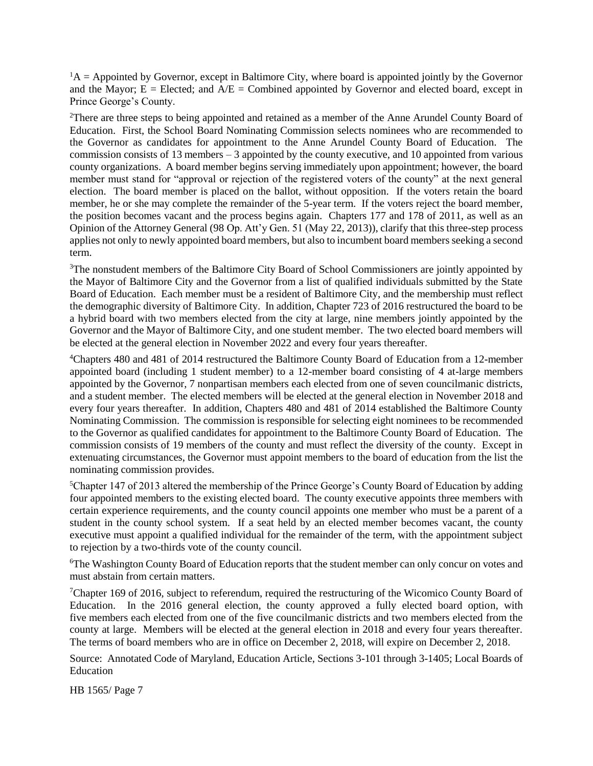[1]A = Appointed by Governor, except in Baltimore City, where board is appointed jointly by the Governor and the Mayor; E = Elected; and A/E = Combined appointed by Governor and elected board, except in Prince George's County.

[2]There are three steps to being appointed and retained as a member of the Anne Arundel County Board of Education. First, the School Board Nominating Commission selects nominees who are recommended to the Governor as candidates for appointment to the Anne Arundel County Board of Education. The commission consists of 13 members – 3 appointed by the county executive, and 10 appointed from various county organizations. A board member begins serving immediately upon appointment; however, the board member must stand for "approval or rejection of the registered voters of the county" at the next general election. The board member is placed on the ballot, without opposition. If the voters retain the board member, he or she may complete the remainder of the 5-year term. If the voters reject the board member, the position becomes vacant and the process begins again. Chapters 177 and 178 of 2011, as well as an Opinion of the Attorney General (98 Op. Att'y Gen. 51 (May 22, 2013)), clarify that this three-step process applies not only to newly appointed board members, but also to incumbent board members seeking a second term.

[3]The nonstudent members of the Baltimore City Board of School Commissioners are jointly appointed by the Mayor of Baltimore City and the Governor from a list of qualified individuals submitted by the State Board of Education. Each member must be a resident of Baltimore City, and the membership must reflect the demographic diversity of Baltimore City. In addition, Chapter 723 of 2016 restructured the board to be a hybrid board with two members elected from the city at large, nine members jointly appointed by the Governor and the Mayor of Baltimore City, and one student member. The two elected board members will be elected at the general election in November 2022 and every four years thereafter.

[4]Chapters 480 and 481 of 2014 restructured the Baltimore County Board of Education from a 12-member appointed board (including 1 student member) to a 12-member board consisting of 4 at-large members appointed by the Governor, 7 nonpartisan members each elected from one of seven councilmanic districts, and a student member. The elected members will be elected at the general election in November 2018 and every four years thereafter. In addition, Chapters 480 and 481 of 2014 established the Baltimore County Nominating Commission. The commission is responsible for selecting eight nominees to be recommended to the Governor as qualified candidates for appointment to the Baltimore County Board of Education. The commission consists of 19 members of the county and must reflect the diversity of the county. Except in extenuating circumstances, the Governor must appoint members to the board of education from the list the nominating commission provides.

[5]Chapter 147 of 2013 altered the membership of the Prince George's County Board of Education by adding four appointed members to the existing elected board. The county executive appoints three members with certain experience requirements, and the county council appoints one member who must be a parent of a student in the county school system. If a seat held by an elected member becomes vacant, the county executive must appoint a qualified individual for the remainder of the term, with the appointment subject to rejection by a two-thirds vote of the county council.

[6]The Washington County Board of Education reports that the student member can only concur on votes and must abstain from certain matters.

[7]Chapter 169 of 2016, subject to referendum, required the restructuring of the Wicomico County Board of Education. In the 2016 general election, the county approved a fully elected board option, with five members each elected from one of the five councilmanic districts and two members elected from the county at large. Members will be elected at the general election in 2018 and every four years thereafter. The terms of board members who are in office on December 2, 2018, will expire on December 2, 2018.

Source: Annotated Code of Maryland, Education Article, Sections 3-101 through 3-1405; Local Boards of Education